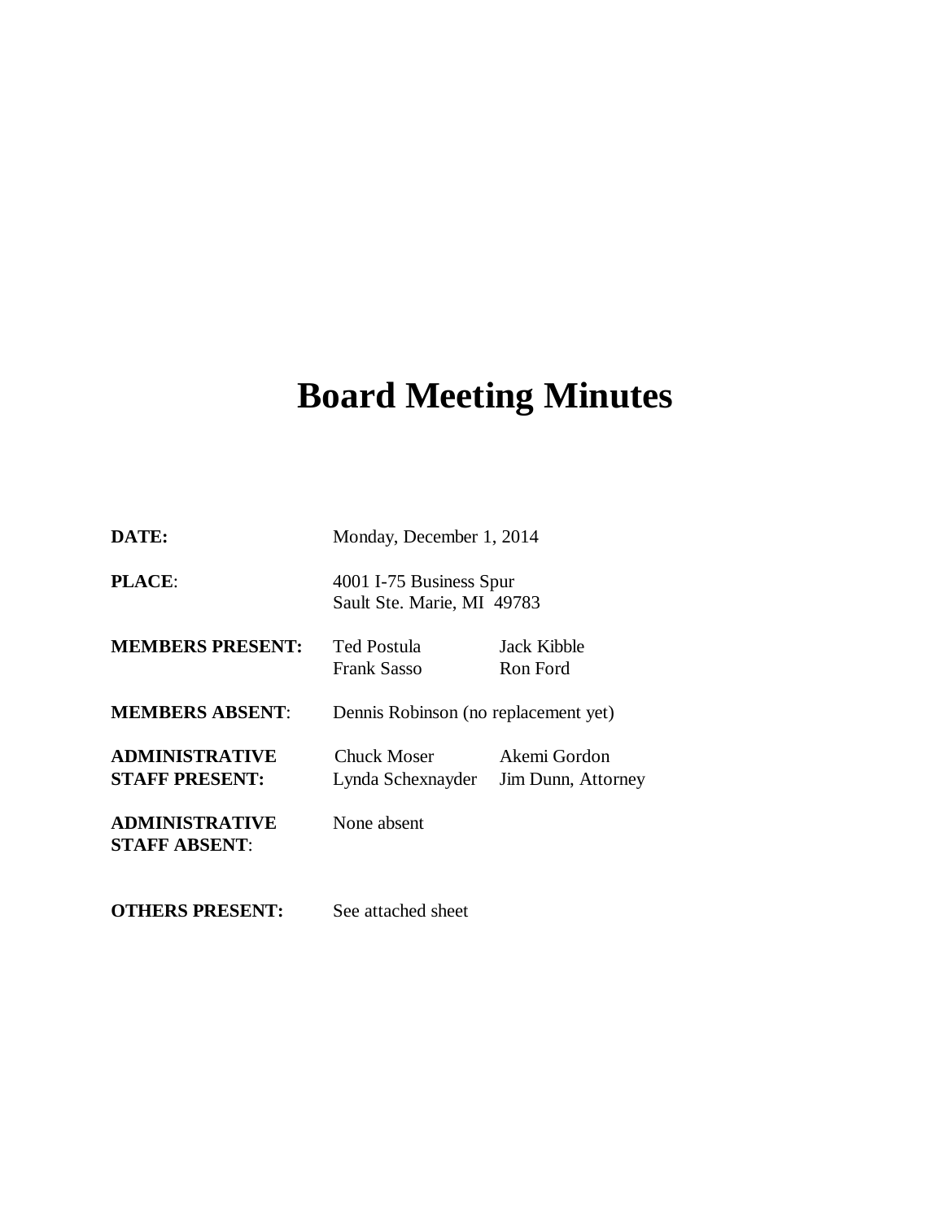# Board Meeting Minutes

| | | |
|---|---|---|
| **DATE:** | Monday, December 1, 2014 | |
| **PLACE**: | 4001 I-75 Business Spur<br>Sault Ste. Marie, MI 49783 | |
| **MEMBERS PRESENT:** | Ted Postula<br>Frank Sasso | Jack Kibble<br>Ron Ford |
| **MEMBERS ABSENT**: | Dennis Robinson (no replacement yet) | |
| **ADMINISTRATIVE STAFF PRESENT:** | Chuck Moser<br>Lynda Schexnayder | Akemi Gordon<br>Jim Dunn, Attorney |
| **ADMINISTRATIVE STAFF ABSENT**: | None absent | |
| **OTHERS PRESENT:** | See attached sheet | |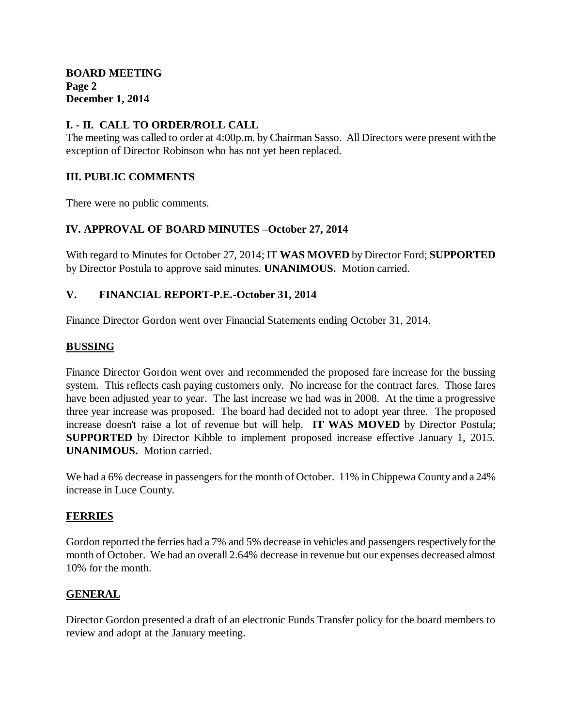**BOARD MEETING**
**Page 2**
**December 1, 2014**

## I. - II. CALL TO ORDER/ROLL CALL

The meeting was called to order at 4:00p.m. by Chairman Sasso. All Directors were present with the exception of Director Robinson who has not yet been replaced.

## III. PUBLIC COMMENTS

There were no public comments.

## IV. APPROVAL OF BOARD MINUTES –October 27, 2014

With regard to Minutes for October 27, 2014; IT **WAS MOVED** by Director Ford; **SUPPORTED** by Director Postula to approve said minutes. **UNANIMOUS.** Motion carried.

## V. FINANCIAL REPORT-P.E.-October 31, 2014

Finance Director Gordon went over Financial Statements ending October 31, 2014.

### BUSSING

Finance Director Gordon went over and recommended the proposed fare increase for the bussing system. This reflects cash paying customers only. No increase for the contract fares. Those fares have been adjusted year to year. The last increase we had was in 2008. At the time a progressive three year increase was proposed. The board had decided not to adopt year three. The proposed increase doesn't raise a lot of revenue but will help. **IT WAS MOVED** by Director Postula; **SUPPORTED** by Director Kibble to implement proposed increase effective January 1, 2015. **UNANIMOUS.** Motion carried.

We had a 6% decrease in passengers for the month of October. 11% in Chippewa County and a 24% increase in Luce County.

### FERRIES

Gordon reported the ferries had a 7% and 5% decrease in vehicles and passengers respectively for the month of October. We had an overall 2.64% decrease in revenue but our expenses decreased almost 10% for the month.

### GENERAL

Director Gordon presented a draft of an electronic Funds Transfer policy for the board members to review and adopt at the January meeting.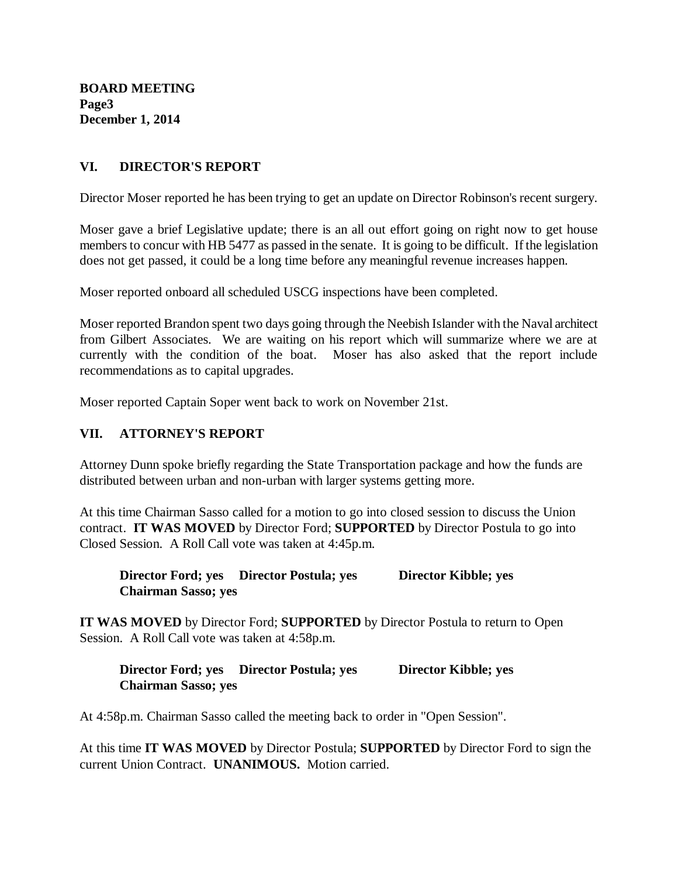**BOARD MEETING**
**Page3**
**December 1, 2014**

## VI. DIRECTOR'S REPORT

Director Moser reported he has been trying to get an update on Director Robinson's recent surgery.

Moser gave a brief Legislative update; there is an all out effort going on right now to get house members to concur with HB 5477 as passed in the senate. It is going to be difficult. If the legislation does not get passed, it could be a long time before any meaningful revenue increases happen.

Moser reported onboard all scheduled USCG inspections have been completed.

Moser reported Brandon spent two days going through the Neebish Islander with the Naval architect from Gilbert Associates. We are waiting on his report which will summarize where we are at currently with the condition of the boat. Moser has also asked that the report include recommendations as to capital upgrades.

Moser reported Captain Soper went back to work on November 21st.

## VII. ATTORNEY'S REPORT

Attorney Dunn spoke briefly regarding the State Transportation package and how the funds are distributed between urban and non-urban with larger systems getting more.

At this time Chairman Sasso called for a motion to go into closed session to discuss the Union contract. **IT WAS MOVED** by Director Ford; **SUPPORTED** by Director Postula to go into Closed Session. A Roll Call vote was taken at 4:45p.m.

> **Director Ford; yes Director Postula; yes Director Kibble; yes**
> **Chairman Sasso; yes**

**IT WAS MOVED** by Director Ford; **SUPPORTED** by Director Postula to return to Open Session. A Roll Call vote was taken at 4:58p.m.

> **Director Ford; yes Director Postula; yes Director Kibble; yes**
> **Chairman Sasso; yes**

At 4:58p.m. Chairman Sasso called the meeting back to order in "Open Session".

At this time **IT WAS MOVED** by Director Postula; **SUPPORTED** by Director Ford to sign the current Union Contract. **UNANIMOUS.** Motion carried.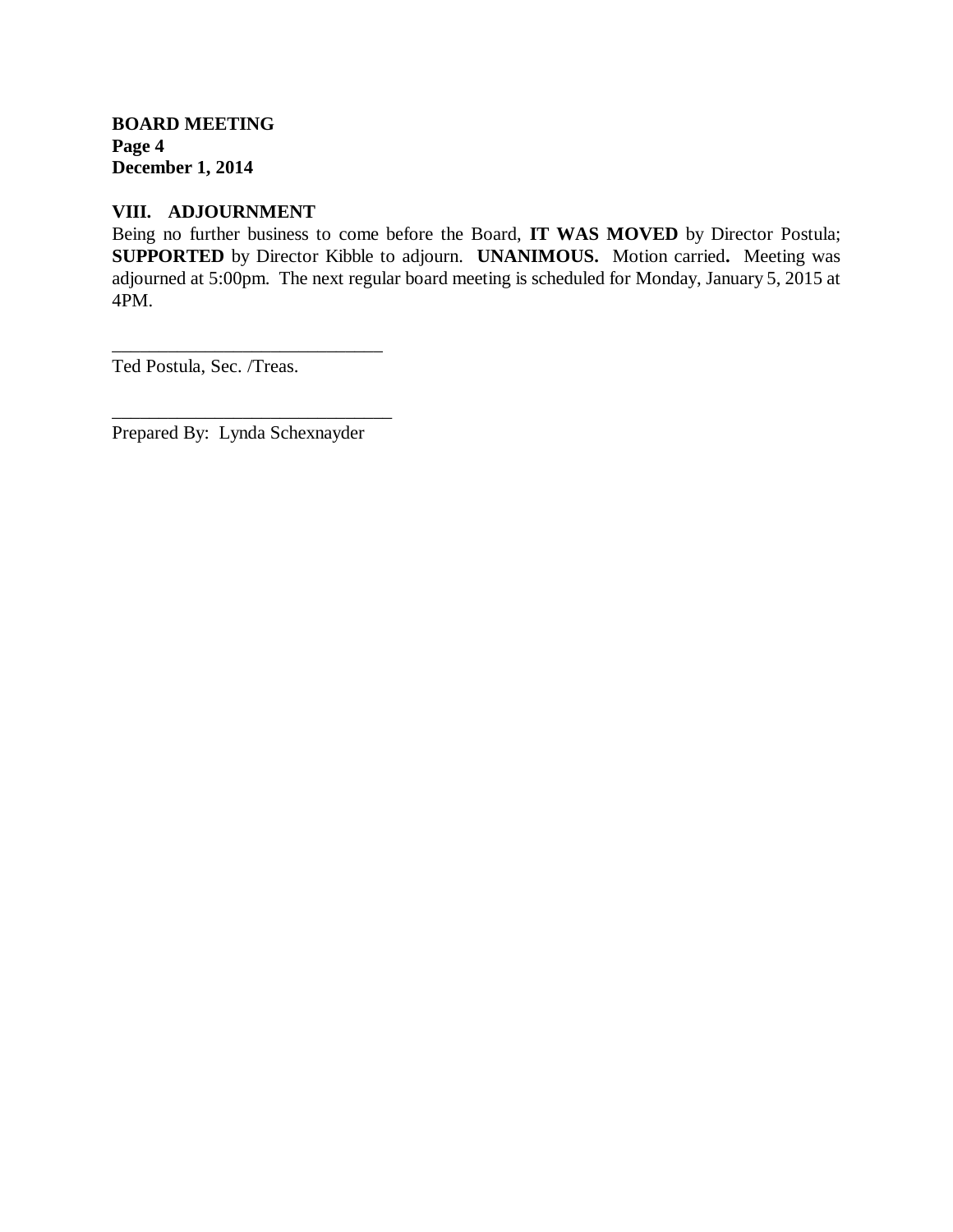**BOARD MEETING**
**Page 4**
**December 1, 2014**

## VIII. ADJOURNMENT

Being no further business to come before the Board, **IT WAS MOVED** by Director Postula; **SUPPORTED** by Director Kibble to adjourn. **UNANIMOUS.** Motion carried**.** Meeting was adjourned at 5:00pm. The next regular board meeting is scheduled for Monday, January 5, 2015 at 4PM.

______________________________
Ted Postula, Sec. /Treas.

______________________________
Prepared By: Lynda Schexnayder